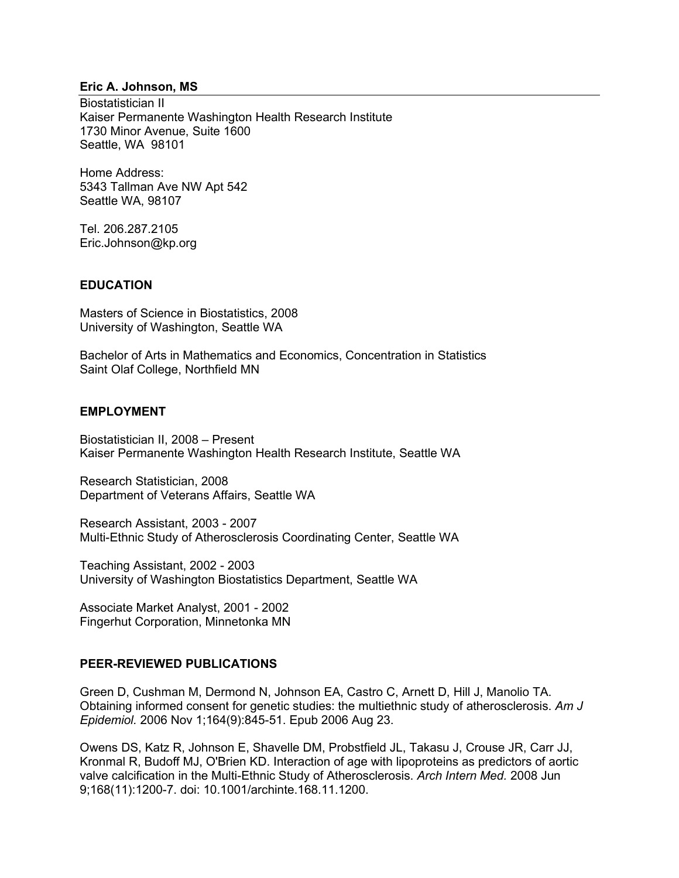**Eric A. Johnson, MS**

Biostatistician II
Kaiser Permanente Washington Health Research Institute
1730 Minor Avenue, Suite 1600
Seattle, WA 98101

Home Address:
5343 Tallman Ave NW Apt 542
Seattle WA, 98107

Tel. 206.287.2105
Eric.Johnson@kp.org

## EDUCATION

Masters of Science in Biostatistics, 2008
University of Washington, Seattle WA

Bachelor of Arts in Mathematics and Economics, Concentration in Statistics
Saint Olaf College, Northfield MN

## EMPLOYMENT

Biostatistician II, 2008 – Present
Kaiser Permanente Washington Health Research Institute, Seattle WA

Research Statistician, 2008
Department of Veterans Affairs, Seattle WA

Research Assistant, 2003 - 2007
Multi-Ethnic Study of Atherosclerosis Coordinating Center, Seattle WA

Teaching Assistant, 2002 - 2003
University of Washington Biostatistics Department, Seattle WA

Associate Market Analyst, 2001 - 2002
Fingerhut Corporation, Minnetonka MN

## PEER-REVIEWED PUBLICATIONS

Green D, Cushman M, Dermond N, Johnson EA, Castro C, Arnett D, Hill J, Manolio TA. Obtaining informed consent for genetic studies: the multiethnic study of atherosclerosis. *Am J Epidemiol.* 2006 Nov 1;164(9):845-51. Epub 2006 Aug 23.

Owens DS, Katz R, Johnson E, Shavelle DM, Probstfield JL, Takasu J, Crouse JR, Carr JJ, Kronmal R, Budoff MJ, O'Brien KD. Interaction of age with lipoproteins as predictors of aortic valve calcification in the Multi-Ethnic Study of Atherosclerosis. *Arch Intern Med.* 2008 Jun 9;168(11):1200-7. doi: 10.1001/archinte.168.11.1200.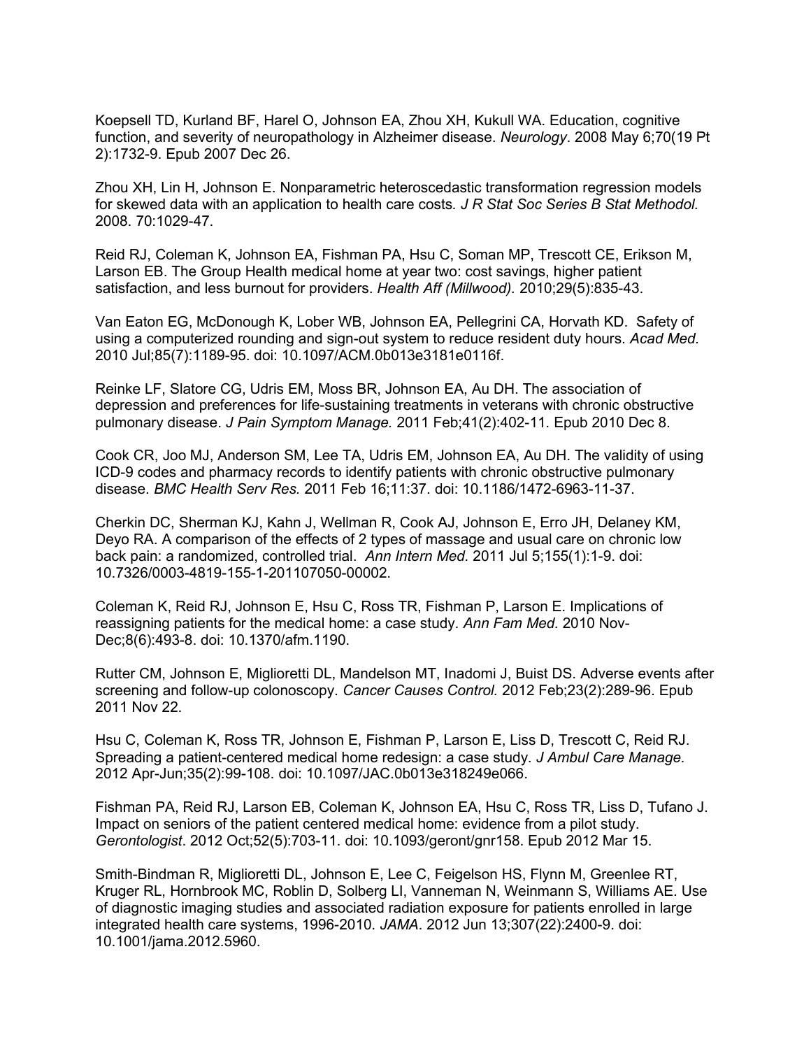Koepsell TD, Kurland BF, Harel O, Johnson EA, Zhou XH, Kukull WA. Education, cognitive function, and severity of neuropathology in Alzheimer disease. *Neurology*. 2008 May 6;70(19 Pt 2):1732-9. Epub 2007 Dec 26.

Zhou XH, Lin H, Johnson E. Nonparametric heteroscedastic transformation regression models for skewed data with an application to health care costs*. J R Stat Soc Series B Stat Methodol.* 2008. 70:1029-47.

Reid RJ, Coleman K, Johnson EA, Fishman PA, Hsu C, Soman MP, Trescott CE, Erikson M, Larson EB. The Group Health medical home at year two: cost savings, higher patient satisfaction, and less burnout for providers. *Health Aff (Millwood).* 2010;29(5):835-43.

Van Eaton EG, McDonough K, Lober WB, Johnson EA, Pellegrini CA, Horvath KD. Safety of using a computerized rounding and sign-out system to reduce resident duty hours. *Acad Med.* 2010 Jul;85(7):1189-95. doi: 10.1097/ACM.0b013e3181e0116f.

Reinke LF, Slatore CG, Udris EM, Moss BR, Johnson EA, Au DH. The association of depression and preferences for life-sustaining treatments in veterans with chronic obstructive pulmonary disease. *J Pain Symptom Manage.* 2011 Feb;41(2):402-11. Epub 2010 Dec 8.

Cook CR, Joo MJ, Anderson SM, Lee TA, Udris EM, Johnson EA, Au DH. The validity of using ICD-9 codes and pharmacy records to identify patients with chronic obstructive pulmonary disease. *BMC Health Serv Res.* 2011 Feb 16;11:37. doi: 10.1186/1472-6963-11-37.

Cherkin DC, Sherman KJ, Kahn J, Wellman R, Cook AJ, Johnson E, Erro JH, Delaney KM, Deyo RA. A comparison of the effects of 2 types of massage and usual care on chronic low back pain: a randomized, controlled trial. *Ann Intern Med.* 2011 Jul 5;155(1):1-9. doi: 10.7326/0003-4819-155-1-201107050-00002.

Coleman K, Reid RJ, Johnson E, Hsu C, Ross TR, Fishman P, Larson E. Implications of reassigning patients for the medical home: a case study. *Ann Fam Med.* 2010 Nov-Dec;8(6):493-8. doi: 10.1370/afm.1190.

Rutter CM, Johnson E, Miglioretti DL, Mandelson MT, Inadomi J, Buist DS. Adverse events after screening and follow-up colonoscopy. *Cancer Causes Control.* 2012 Feb;23(2):289-96. Epub 2011 Nov 22.

Hsu C, Coleman K, Ross TR, Johnson E, Fishman P, Larson E, Liss D, Trescott C, Reid RJ. Spreading a patient-centered medical home redesign: a case study. *J Ambul Care Manage.* 2012 Apr-Jun;35(2):99-108. doi: 10.1097/JAC.0b013e318249e066.

Fishman PA, Reid RJ, Larson EB, Coleman K, Johnson EA, Hsu C, Ross TR, Liss D, Tufano J. Impact on seniors of the patient centered medical home: evidence from a pilot study. *Gerontologist*. 2012 Oct;52(5):703-11. doi: 10.1093/geront/gnr158. Epub 2012 Mar 15.

Smith-Bindman R, Miglioretti DL, Johnson E, Lee C, Feigelson HS, Flynn M, Greenlee RT, Kruger RL, Hornbrook MC, Roblin D, Solberg LI, Vanneman N, Weinmann S, Williams AE. Use of diagnostic imaging studies and associated radiation exposure for patients enrolled in large integrated health care systems, 1996-2010. *JAMA*. 2012 Jun 13;307(22):2400-9. doi: 10.1001/jama.2012.5960.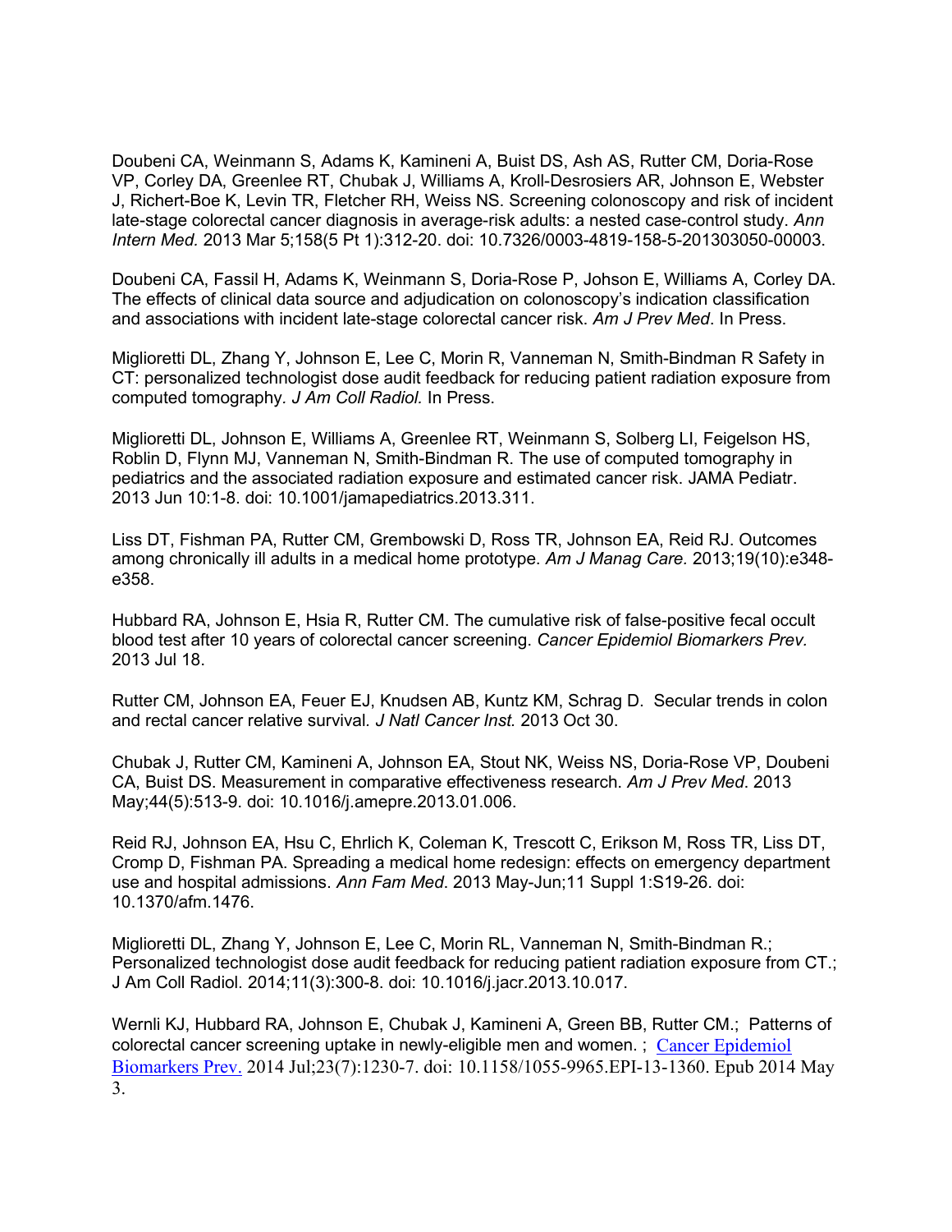Doubeni CA, Weinmann S, Adams K, Kamineni A, Buist DS, Ash AS, Rutter CM, Doria-Rose VP, Corley DA, Greenlee RT, Chubak J, Williams A, Kroll-Desrosiers AR, Johnson E, Webster J, Richert-Boe K, Levin TR, Fletcher RH, Weiss NS. Screening colonoscopy and risk of incident late-stage colorectal cancer diagnosis in average-risk adults: a nested case-control study. *Ann Intern Med.* 2013 Mar 5;158(5 Pt 1):312-20. doi: 10.7326/0003-4819-158-5-201303050-00003.

Doubeni CA, Fassil H, Adams K, Weinmann S, Doria-Rose P, Johson E, Williams A, Corley DA. The effects of clinical data source and adjudication on colonoscopy's indication classification and associations with incident late-stage colorectal cancer risk. *Am J Prev Med*. In Press.

Miglioretti DL, Zhang Y, Johnson E, Lee C, Morin R, Vanneman N, Smith-Bindman R Safety in CT: personalized technologist dose audit feedback for reducing patient radiation exposure from computed tomography. *J Am Coll Radiol.* In Press.

Miglioretti DL, Johnson E, Williams A, Greenlee RT, Weinmann S, Solberg LI, Feigelson HS, Roblin D, Flynn MJ, Vanneman N, Smith-Bindman R. The use of computed tomography in pediatrics and the associated radiation exposure and estimated cancer risk. JAMA Pediatr. 2013 Jun 10:1-8. doi: 10.1001/jamapediatrics.2013.311.

Liss DT, Fishman PA, Rutter CM, Grembowski D, Ross TR, Johnson EA, Reid RJ. Outcomes among chronically ill adults in a medical home prototype. *Am J Manag Care.* 2013;19(10):e348-e358.

Hubbard RA, Johnson E, Hsia R, Rutter CM. The cumulative risk of false-positive fecal occult blood test after 10 years of colorectal cancer screening. *Cancer Epidemiol Biomarkers Prev.* 2013 Jul 18.

Rutter CM, Johnson EA, Feuer EJ, Knudsen AB, Kuntz KM, Schrag D. Secular trends in colon and rectal cancer relative survival. *J Natl Cancer Inst.* 2013 Oct 30.

Chubak J, Rutter CM, Kamineni A, Johnson EA, Stout NK, Weiss NS, Doria-Rose VP, Doubeni CA, Buist DS. Measurement in comparative effectiveness research. *Am J Prev Med*. 2013 May;44(5):513-9. doi: 10.1016/j.amepre.2013.01.006.

Reid RJ, Johnson EA, Hsu C, Ehrlich K, Coleman K, Trescott C, Erikson M, Ross TR, Liss DT, Cromp D, Fishman PA. Spreading a medical home redesign: effects on emergency department use and hospital admissions. *Ann Fam Med*. 2013 May-Jun;11 Suppl 1:S19-26. doi: 10.1370/afm.1476.

Miglioretti DL, Zhang Y, Johnson E, Lee C, Morin RL, Vanneman N, Smith-Bindman R.; Personalized technologist dose audit feedback for reducing patient radiation exposure from CT.; J Am Coll Radiol. 2014;11(3):300-8. doi: 10.1016/j.jacr.2013.10.017.

Wernli KJ, Hubbard RA, Johnson E, Chubak J, Kamineni A, Green BB, Rutter CM.; Patterns of colorectal cancer screening uptake in newly-eligible men and women. ; Cancer Epidemiol Biomarkers Prev. 2014 Jul;23(7):1230-7. doi: 10.1158/1055-9965.EPI-13-1360. Epub 2014 May 3.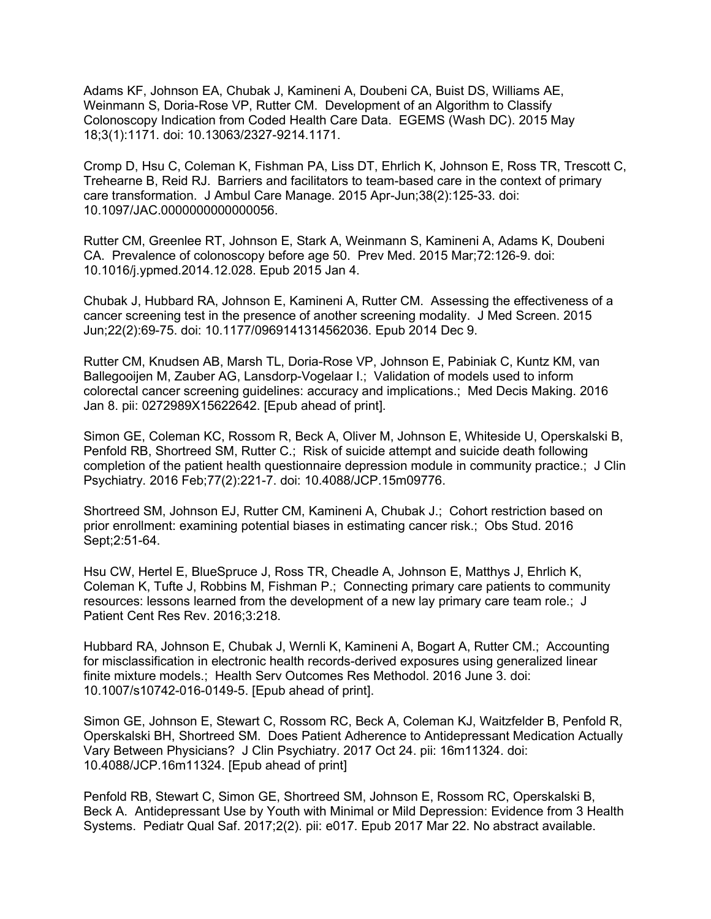Adams KF, Johnson EA, Chubak J, Kamineni A, Doubeni CA, Buist DS, Williams AE, Weinmann S, Doria-Rose VP, Rutter CM. Development of an Algorithm to Classify Colonoscopy Indication from Coded Health Care Data. EGEMS (Wash DC). 2015 May 18;3(1):1171. doi: 10.13063/2327-9214.1171.

Cromp D, Hsu C, Coleman K, Fishman PA, Liss DT, Ehrlich K, Johnson E, Ross TR, Trescott C, Trehearne B, Reid RJ. Barriers and facilitators to team-based care in the context of primary care transformation. J Ambul Care Manage. 2015 Apr-Jun;38(2):125-33. doi: 10.1097/JAC.0000000000000056.

Rutter CM, Greenlee RT, Johnson E, Stark A, Weinmann S, Kamineni A, Adams K, Doubeni CA. Prevalence of colonoscopy before age 50. Prev Med. 2015 Mar;72:126-9. doi: 10.1016/j.ypmed.2014.12.028. Epub 2015 Jan 4.

Chubak J, Hubbard RA, Johnson E, Kamineni A, Rutter CM. Assessing the effectiveness of a cancer screening test in the presence of another screening modality. J Med Screen. 2015 Jun;22(2):69-75. doi: 10.1177/0969141314562036. Epub 2014 Dec 9.

Rutter CM, Knudsen AB, Marsh TL, Doria-Rose VP, Johnson E, Pabiniak C, Kuntz KM, van Ballegooijen M, Zauber AG, Lansdorp-Vogelaar I.; Validation of models used to inform colorectal cancer screening guidelines: accuracy and implications.; Med Decis Making. 2016 Jan 8. pii: 0272989X15622642. [Epub ahead of print].

Simon GE, Coleman KC, Rossom R, Beck A, Oliver M, Johnson E, Whiteside U, Operskalski B, Penfold RB, Shortreed SM, Rutter C.; Risk of suicide attempt and suicide death following completion of the patient health questionnaire depression module in community practice.; J Clin Psychiatry. 2016 Feb;77(2):221-7. doi: 10.4088/JCP.15m09776.

Shortreed SM, Johnson EJ, Rutter CM, Kamineni A, Chubak J.; Cohort restriction based on prior enrollment: examining potential biases in estimating cancer risk.; Obs Stud. 2016 Sept;2:51-64.

Hsu CW, Hertel E, BlueSpruce J, Ross TR, Cheadle A, Johnson E, Matthys J, Ehrlich K, Coleman K, Tufte J, Robbins M, Fishman P.; Connecting primary care patients to community resources: lessons learned from the development of a new lay primary care team role.; J Patient Cent Res Rev. 2016;3:218.

Hubbard RA, Johnson E, Chubak J, Wernli K, Kamineni A, Bogart A, Rutter CM.; Accounting for misclassification in electronic health records-derived exposures using generalized linear finite mixture models.; Health Serv Outcomes Res Methodol. 2016 June 3. doi: 10.1007/s10742-016-0149-5. [Epub ahead of print].

Simon GE, Johnson E, Stewart C, Rossom RC, Beck A, Coleman KJ, Waitzfelder B, Penfold R, Operskalski BH, Shortreed SM. Does Patient Adherence to Antidepressant Medication Actually Vary Between Physicians? J Clin Psychiatry. 2017 Oct 24. pii: 16m11324. doi: 10.4088/JCP.16m11324. [Epub ahead of print]

Penfold RB, Stewart C, Simon GE, Shortreed SM, Johnson E, Rossom RC, Operskalski B, Beck A. Antidepressant Use by Youth with Minimal or Mild Depression: Evidence from 3 Health Systems. Pediatr Qual Saf. 2017;2(2). pii: e017. Epub 2017 Mar 22. No abstract available.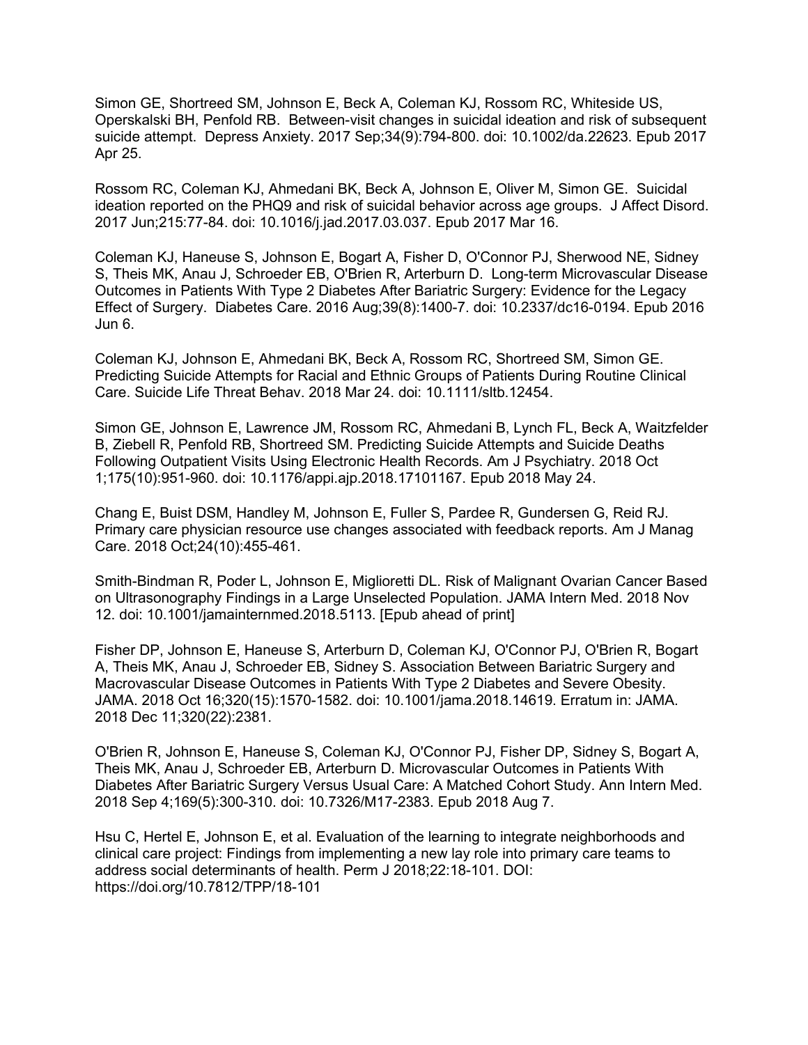Simon GE, Shortreed SM, Johnson E, Beck A, Coleman KJ, Rossom RC, Whiteside US, Operskalski BH, Penfold RB.  Between-visit changes in suicidal ideation and risk of subsequent suicide attempt.  Depress Anxiety. 2017 Sep;34(9):794-800. doi: 10.1002/da.22623. Epub 2017 Apr 25.

Rossom RC, Coleman KJ, Ahmedani BK, Beck A, Johnson E, Oliver M, Simon GE.  Suicidal ideation reported on the PHQ9 and risk of suicidal behavior across age groups.  J Affect Disord. 2017 Jun;215:77-84. doi: 10.1016/j.jad.2017.03.037. Epub 2017 Mar 16.

Coleman KJ, Haneuse S, Johnson E, Bogart A, Fisher D, O'Connor PJ, Sherwood NE, Sidney S, Theis MK, Anau J, Schroeder EB, O'Brien R, Arterburn D.  Long-term Microvascular Disease Outcomes in Patients With Type 2 Diabetes After Bariatric Surgery: Evidence for the Legacy Effect of Surgery.  Diabetes Care. 2016 Aug;39(8):1400-7. doi: 10.2337/dc16-0194. Epub 2016 Jun 6.

Coleman KJ, Johnson E, Ahmedani BK, Beck A, Rossom RC, Shortreed SM, Simon GE. Predicting Suicide Attempts for Racial and Ethnic Groups of Patients During Routine Clinical Care. Suicide Life Threat Behav. 2018 Mar 24. doi: 10.1111/sltb.12454.

Simon GE, Johnson E, Lawrence JM, Rossom RC, Ahmedani B, Lynch FL, Beck A, Waitzfelder B, Ziebell R, Penfold RB, Shortreed SM. Predicting Suicide Attempts and Suicide Deaths Following Outpatient Visits Using Electronic Health Records. Am J Psychiatry. 2018 Oct 1;175(10):951-960. doi: 10.1176/appi.ajp.2018.17101167. Epub 2018 May 24.

Chang E, Buist DSM, Handley M, Johnson E, Fuller S, Pardee R, Gundersen G, Reid RJ. Primary care physician resource use changes associated with feedback reports. Am J Manag Care. 2018 Oct;24(10):455-461.

Smith-Bindman R, Poder L, Johnson E, Miglioretti DL. Risk of Malignant Ovarian Cancer Based on Ultrasonography Findings in a Large Unselected Population. JAMA Intern Med. 2018 Nov 12. doi: 10.1001/jamainternmed.2018.5113. [Epub ahead of print]

Fisher DP, Johnson E, Haneuse S, Arterburn D, Coleman KJ, O'Connor PJ, O'Brien R, Bogart A, Theis MK, Anau J, Schroeder EB, Sidney S. Association Between Bariatric Surgery and Macrovascular Disease Outcomes in Patients With Type 2 Diabetes and Severe Obesity. JAMA. 2018 Oct 16;320(15):1570-1582. doi: 10.1001/jama.2018.14619. Erratum in: JAMA. 2018 Dec 11;320(22):2381.

O'Brien R, Johnson E, Haneuse S, Coleman KJ, O'Connor PJ, Fisher DP, Sidney S, Bogart A, Theis MK, Anau J, Schroeder EB, Arterburn D. Microvascular Outcomes in Patients With Diabetes After Bariatric Surgery Versus Usual Care: A Matched Cohort Study. Ann Intern Med. 2018 Sep 4;169(5):300-310. doi: 10.7326/M17-2383. Epub 2018 Aug 7.

Hsu C, Hertel E, Johnson E, et al. Evaluation of the learning to integrate neighborhoods and clinical care project: Findings from implementing a new lay role into primary care teams to address social determinants of health. Perm J 2018;22:18-101. DOI: https://doi.org/10.7812/TPP/18-101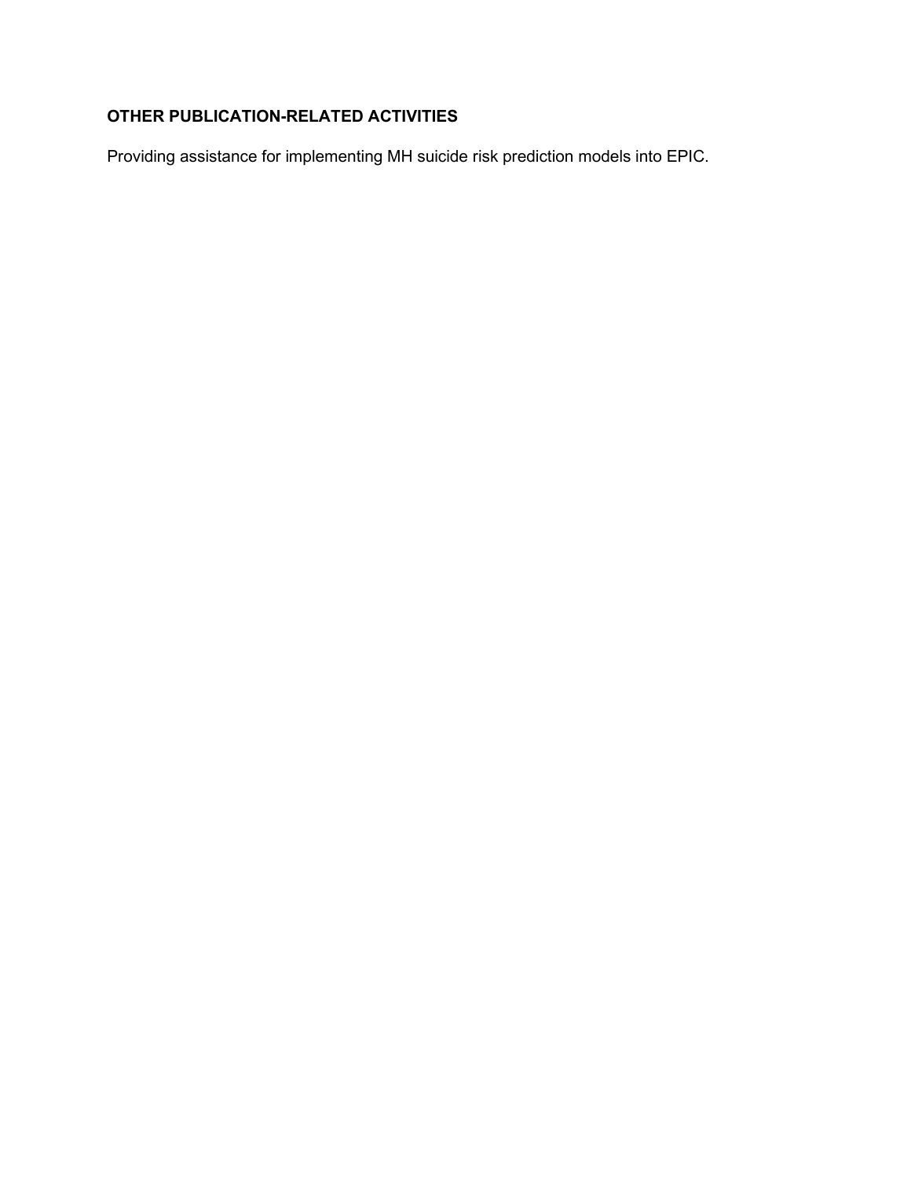## OTHER PUBLICATION-RELATED ACTIVITIES

Providing assistance for implementing MH suicide risk prediction models into EPIC.